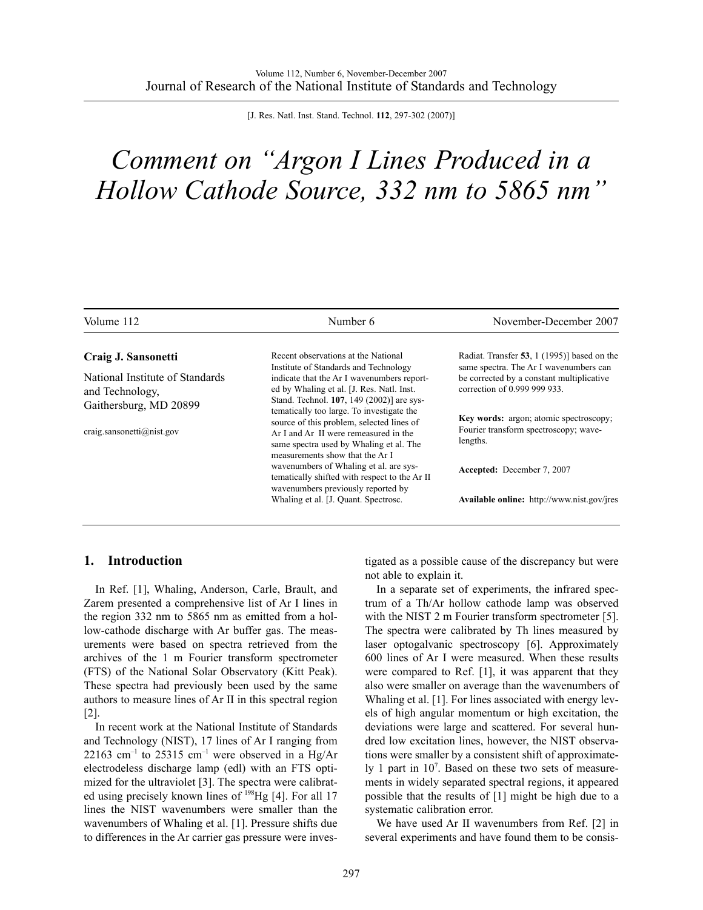# Comment on "Argon I Lines Produced in a Hollow Cathode Source, 332 nm to 5865 nm"

**Craig J. Sansonetti**

National Institute of Standards and Technology, Gaithersburg, MD 20899

craig.sansonetti@nist.gov

Recent observations at the National Institute of Standards and Technology indicate that the Ar I wavenumbers reported by Whaling et al. [J. Res. Natl. Inst. Stand. Technol. **107**, 149 (2002)] are systematically too large. To investigate the source of this problem, selected lines of Ar I and Ar II were remeasured in the same spectra used by Whaling et al. The measurements show that the Ar I wavenumbers of Whaling et al. are systematically shifted with respect to the Ar II wavenumbers previously reported by Whaling et al. [J. Quant. Spectrosc. Radiat. Transfer **53**, 1 (1995)] based on the same spectra. The Ar I wavenumbers can be corrected by a constant multiplicative correction of 0.999 999 933.

**Key words:** argon; atomic spectroscopy; Fourier transform spectroscopy; wavelengths.

**Accepted:** December 7, 2007

**Available online:** http://www.nist.gov/jres

## 1. Introduction

In Ref. [1], Whaling, Anderson, Carle, Brault, and Zarem presented a comprehensive list of Ar I lines in the region 332 nm to 5865 nm as emitted from a hollow-cathode discharge with Ar buffer gas. The measurements were based on spectra retrieved from the archives of the 1 m Fourier transform spectrometer (FTS) of the National Solar Observatory (Kitt Peak). These spectra had previously been used by the same authors to measure lines of Ar II in this spectral region [2].

In recent work at the National Institute of Standards and Technology (NIST), 17 lines of Ar I ranging from 22163 cm$^{-1}$ to 25315 cm$^{-1}$ were observed in a Hg/Ar electrodeless discharge lamp (edl) with an FTS optimized for the ultraviolet [3]. The spectra were calibrated using precisely known lines of $^{198}$Hg [4]. For all 17 lines the NIST wavenumbers were smaller than the wavenumbers of Whaling et al. [1]. Pressure shifts due to differences in the Ar carrier gas pressure were investigated as a possible cause of the discrepancy but were not able to explain it.

In a separate set of experiments, the infrared spectrum of a Th/Ar hollow cathode lamp was observed with the NIST 2 m Fourier transform spectrometer [5]. The spectra were calibrated by Th lines measured by laser optogalvanic spectroscopy [6]. Approximately 600 lines of Ar I were measured. When these results were compared to Ref. [1], it was apparent that they also were smaller on average than the wavenumbers of Whaling et al. [1]. For lines associated with energy levels of high angular momentum or high excitation, the deviations were large and scattered. For several hundred low excitation lines, however, the NIST observations were smaller by a consistent shift of approximately 1 part in $10^7$. Based on these two sets of measurements in widely separated spectral regions, it appeared possible that the results of [1] might be high due to a systematic calibration error.

We have used Ar II wavenumbers from Ref. [2] in several experiments and have found them to be consis-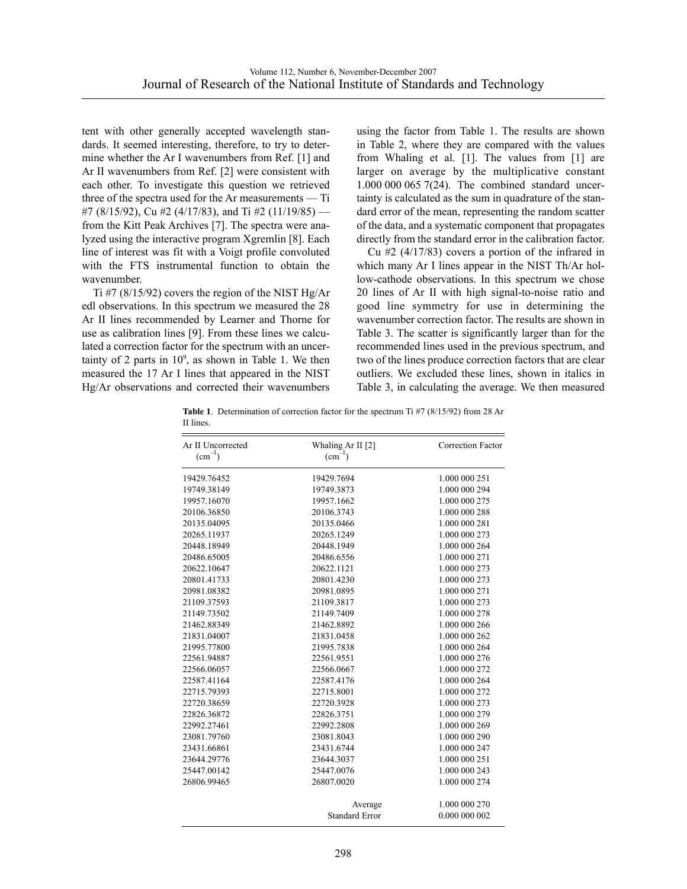tent with other generally accepted wavelength standards. It seemed interesting, therefore, to try to determine whether the Ar I wavenumbers from Ref. [1] and Ar II wavenumbers from Ref. [2] were consistent with each other. To investigate this question we retrieved three of the spectra used for the Ar measurements — Ti #7 (8/15/92), Cu #2 (4/17/83), and Ti #2 (11/19/85) — from the Kitt Peak Archives [7]. The spectra were analyzed using the interactive program Xgremlin [8]. Each line of interest was fit with a Voigt profile convoluted with the FTS instrumental function to obtain the wavenumber.

Ti #7 (8/15/92) covers the region of the NIST Hg/Ar edl observations. In this spectrum we measured the 28 Ar II lines recommended by Learner and Thorne for use as calibration lines [9]. From these lines we calculated a correction factor for the spectrum with an uncertainty of 2 parts in $10^9$, as shown in Table 1. We then measured the 17 Ar I lines that appeared in the NIST Hg/Ar observations and corrected their wavenumbers using the factor from Table 1. The results are shown in Table 2, where they are compared with the values from Whaling et al. [1]. The values from [1] are larger on average by the multiplicative constant 1.000 000 065 7(24). The combined standard uncertainty is calculated as the sum in quadrature of the standard error of the mean, representing the random scatter of the data, and a systematic component that propagates directly from the standard error in the calibration factor.

Cu #2 (4/17/83) covers a portion of the infrared in which many Ar I lines appear in the NIST Th/Ar hollow-cathode observations. In this spectrum we chose 20 lines of Ar II with high signal-to-noise ratio and good line symmetry for use in determining the wavenumber correction factor. The results are shown in Table 3. The scatter is significantly larger than for the recommended lines used in the previous spectrum, and two of the lines produce correction factors that are clear outliers. We excluded these lines, shown in italics in Table 3, in calculating the average. We then measured

**Table 1**. Determination of correction factor for the spectrum Ti #7 (8/15/92) from 28 Ar II lines.

| Ar II Uncorrected ($cm^{-1}$) | Whaling Ar II [2] ($cm^{-1}$) | Correction Factor |
|---|---|---|
| 19429.76452 | 19429.7694 | 1.000 000 251 |
| 19749.38149 | 19749.3873 | 1.000 000 294 |
| 19957.16070 | 19957.1662 | 1.000 000 275 |
| 20106.36850 | 20106.3743 | 1.000 000 288 |
| 20135.04095 | 20135.0466 | 1.000 000 281 |
| 20265.11937 | 20265.1249 | 1.000 000 273 |
| 20448.18949 | 20448.1949 | 1.000 000 264 |
| 20486.65005 | 20486.6556 | 1.000 000 271 |
| 20622.10647 | 20622.1121 | 1.000 000 273 |
| 20801.41733 | 20801.4230 | 1.000 000 273 |
| 20981.08382 | 20981.0895 | 1.000 000 271 |
| 21109.37593 | 21109.3817 | 1.000 000 273 |
| 21149.73502 | 21149.7409 | 1.000 000 278 |
| 21462.88349 | 21462.8892 | 1.000 000 266 |
| 21831.04007 | 21831.0458 | 1.000 000 262 |
| 21995.77800 | 21995.7838 | 1.000 000 264 |
| 22561.94887 | 22561.9551 | 1.000 000 276 |
| 22566.06057 | 22566.0667 | 1.000 000 272 |
| 22587.41164 | 22587.4176 | 1.000 000 264 |
| 22715.79393 | 22715.8001 | 1.000 000 272 |
| 22720.38659 | 22720.3928 | 1.000 000 273 |
| 22826.36872 | 22826.3751 | 1.000 000 279 |
| 22992.27461 | 22992.2808 | 1.000 000 269 |
| 23081.79760 | 23081.8043 | 1.000 000 290 |
| 23431.66861 | 23431.6744 | 1.000 000 247 |
| 23644.29776 | 23644.3037 | 1.000 000 251 |
| 25447.00142 | 25447.0076 | 1.000 000 243 |
| 26806.99465 | 26807.0020 | 1.000 000 274 |
| | Average | 1.000 000 270 |
| | Standard Error | 0.000 000 002 |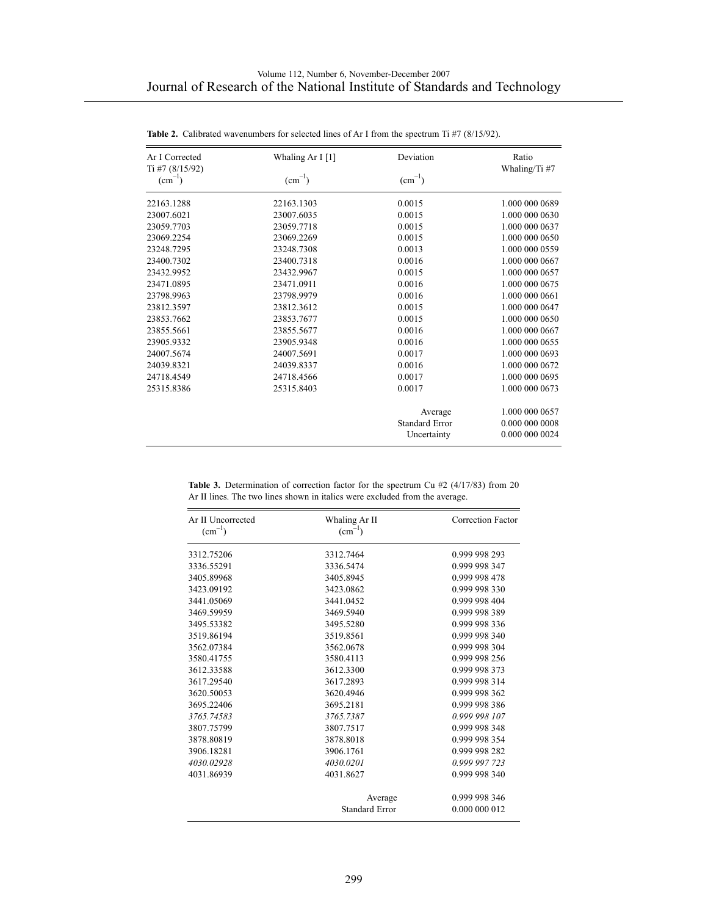**Table 2.** Calibrated wavenumbers for selected lines of Ar I from the spectrum Ti #7 (8/15/92).

| Ar I Corrected Ti #7 (8/15/92) ($cm^{-1}$) | Whaling Ar I [1] ($cm^{-1}$) | Deviation ($cm^{-1}$) | Ratio Whaling/Ti #7 |
|---|---|---|---|
| 22163.1288 | 22163.1303 | 0.0015 | 1.000 000 0689 |
| 23007.6021 | 23007.6035 | 0.0015 | 1.000 000 0630 |
| 23059.7703 | 23059.7718 | 0.0015 | 1.000 000 0637 |
| 23069.2254 | 23069.2269 | 0.0015 | 1.000 000 0650 |
| 23248.7295 | 23248.7308 | 0.0013 | 1.000 000 0559 |
| 23400.7302 | 23400.7318 | 0.0016 | 1.000 000 0667 |
| 23432.9952 | 23432.9967 | 0.0015 | 1.000 000 0657 |
| 23471.0895 | 23471.0911 | 0.0016 | 1.000 000 0675 |
| 23798.9963 | 23798.9979 | 0.0016 | 1.000 000 0661 |
| 23812.3597 | 23812.3612 | 0.0015 | 1.000 000 0647 |
| 23853.7662 | 23853.7677 | 0.0015 | 1.000 000 0650 |
| 23855.5661 | 23855.5677 | 0.0016 | 1.000 000 0667 |
| 23905.9332 | 23905.9348 | 0.0016 | 1.000 000 0655 |
| 24007.5674 | 24007.5691 | 0.0017 | 1.000 000 0693 |
| 24039.8321 | 24039.8337 | 0.0016 | 1.000 000 0672 |
| 24718.4549 | 24718.4566 | 0.0017 | 1.000 000 0695 |
| 25315.8386 | 25315.8403 | 0.0017 | 1.000 000 0673 |
| | | Average | 1.000 000 0657 |
| | | Standard Error | 0.000 000 0008 |
| | | Uncertainty | 0.000 000 0024 |

**Table 3.** Determination of correction factor for the spectrum Cu #2 (4/17/83) from 20 Ar II lines. The two lines shown in italics were excluded from the average.

| Ar II Uncorrected ($cm^{-1}$) | Whaling Ar II ($cm^{-1}$) | Correction Factor |
|---|---|---|
| 3312.75206 | 3312.7464 | 0.999 998 293 |
| 3336.55291 | 3336.5474 | 0.999 998 347 |
| 3405.89968 | 3405.8945 | 0.999 998 478 |
| 3423.09192 | 3423.0862 | 0.999 998 330 |
| 3441.05069 | 3441.0452 | 0.999 998 404 |
| 3469.59959 | 3469.5940 | 0.999 998 389 |
| 3495.53382 | 3495.5280 | 0.999 998 336 |
| 3519.86194 | 3519.8561 | 0.999 998 340 |
| 3562.07384 | 3562.0678 | 0.999 998 304 |
| 3580.41755 | 3580.4113 | 0.999 998 256 |
| 3612.33588 | 3612.3300 | 0.999 998 373 |
| 3617.29540 | 3617.2893 | 0.999 998 314 |
| 3620.50053 | 3620.4946 | 0.999 998 362 |
| 3695.22406 | 3695.2181 | 0.999 998 386 |
| *3765.74583* | *3765.7387* | *0.999 998 107* |
| 3807.75799 | 3807.7517 | 0.999 998 348 |
| 3878.80819 | 3878.8018 | 0.999 998 354 |
| 3906.18281 | 3906.1761 | 0.999 998 282 |
| *4030.02928* | *4030.0201* | *0.999 997 723* |
| 4031.86939 | 4031.8627 | 0.999 998 340 |
| | Average | 0.999 998 346 |
| | Standard Error | 0.000 000 012 |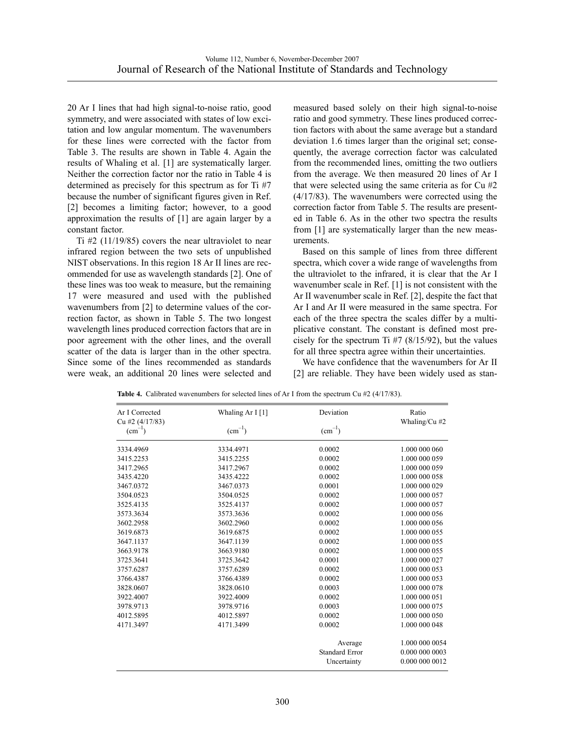20 Ar I lines that had high signal-to-noise ratio, good symmetry, and were associated with states of low excitation and low angular momentum. The wavenumbers for these lines were corrected with the factor from Table 3. The results are shown in Table 4. Again the results of Whaling et al. [1] are systematically larger. Neither the correction factor nor the ratio in Table 4 is determined as precisely for this spectrum as for Ti #7 because the number of significant figures given in Ref. [2] becomes a limiting factor; however, to a good approximation the results of [1] are again larger by a constant factor.

Ti #2 (11/19/85) covers the near ultraviolet to near infrared region between the two sets of unpublished NIST observations. In this region 18 Ar II lines are recommended for use as wavelength standards [2]. One of these lines was too weak to measure, but the remaining 17 were measured and used with the published wavenumbers from [2] to determine values of the correction factor, as shown in Table 5. The two longest wavelength lines produced correction factors that are in poor agreement with the other lines, and the overall scatter of the data is larger than in the other spectra. Since some of the lines recommended as standards were weak, an additional 20 lines were selected and measured based solely on their high signal-to-noise ratio and good symmetry. These lines produced correction factors with about the same average but a standard deviation 1.6 times larger than the original set; consequently, the average correction factor was calculated from the recommended lines, omitting the two outliers from the average. We then measured 20 lines of Ar I that were selected using the same criteria as for Cu #2 (4/17/83). The wavenumbers were corrected using the correction factor from Table 5. The results are presented in Table 6. As in the other two spectra the results from [1] are systematically larger than the new measurements.

Based on this sample of lines from three different spectra, which cover a wide range of wavelengths from the ultraviolet to the infrared, it is clear that the Ar I wavenumber scale in Ref. [1] is not consistent with the Ar II wavenumber scale in Ref. [2], despite the fact that Ar I and Ar II were measured in the same spectra. For each of the three spectra the scales differ by a multiplicative constant. The constant is defined most precisely for the spectrum Ti #7 (8/15/92), but the values for all three spectra agree within their uncertainties.

We have confidence that the wavenumbers for Ar II [2] are reliable. They have been widely used as stan-

**Table 4.** Calibrated wavenumbers for selected lines of Ar I from the spectrum Cu #2 (4/17/83).

| Ar I Corrected Cu #2 (4/17/83) ($cm^{-1}$) | Whaling Ar I [1] ($cm^{-1}$) | Deviation ($cm^{-1}$) | Ratio Whaling/Cu #2 |
|---|---|---|---|
| 3334.4969 | 3334.4971 | 0.0002 | 1.000 000 060 |
| 3415.2253 | 3415.2255 | 0.0002 | 1.000 000 059 |
| 3417.2965 | 3417.2967 | 0.0002 | 1.000 000 059 |
| 3435.4220 | 3435.4222 | 0.0002 | 1.000 000 058 |
| 3467.0372 | 3467.0373 | 0.0001 | 1.000 000 029 |
| 3504.0523 | 3504.0525 | 0.0002 | 1.000 000 057 |
| 3525.4135 | 3525.4137 | 0.0002 | 1.000 000 057 |
| 3573.3634 | 3573.3636 | 0.0002 | 1.000 000 056 |
| 3602.2958 | 3602.2960 | 0.0002 | 1.000 000 056 |
| 3619.6873 | 3619.6875 | 0.0002 | 1.000 000 055 |
| 3647.1137 | 3647.1139 | 0.0002 | 1.000 000 055 |
| 3663.9178 | 3663.9180 | 0.0002 | 1.000 000 055 |
| 3725.3641 | 3725.3642 | 0.0001 | 1.000 000 027 |
| 3757.6287 | 3757.6289 | 0.0002 | 1.000 000 053 |
| 3766.4387 | 3766.4389 | 0.0002 | 1.000 000 053 |
| 3828.0607 | 3828.0610 | 0.0003 | 1.000 000 078 |
| 3922.4007 | 3922.4009 | 0.0002 | 1.000 000 051 |
| 3978.9713 | 3978.9716 | 0.0003 | 1.000 000 075 |
| 4012.5895 | 4012.5897 | 0.0002 | 1.000 000 050 |
| 4171.3497 | 4171.3499 | 0.0002 | 1.000 000 048 |
| | | Average | 1.000 000 0054 |
| | | Standard Error | 0.000 000 0003 |
| | | Uncertainty | 0.000 000 0012 |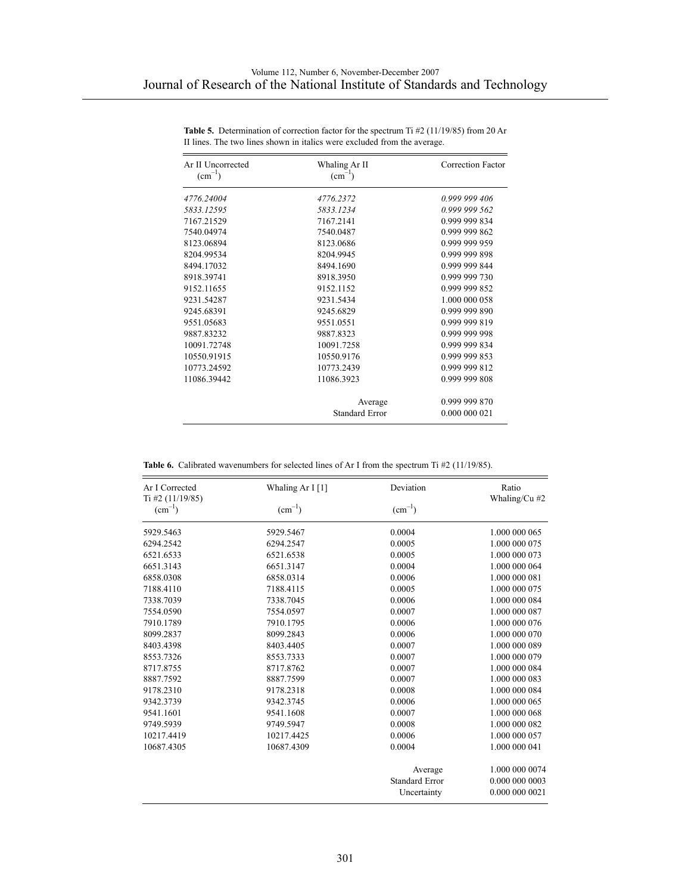**Table 5.** Determination of correction factor for the spectrum Ti #2 (11/19/85) from 20 Ar II lines. The two lines shown in italics were excluded from the average.

| Ar II Uncorrected ($cm^{-1}$) | Whaling Ar II ($cm^{-1}$) | Correction Factor |
|---|---|---|
| *4776.24004* | *4776.2372* | *0.999 999 406* |
| *5833.12595* | *5833.1234* | *0.999 999 562* |
| 7167.21529 | 7167.2141 | 0.999 999 834 |
| 7540.04974 | 7540.0487 | 0.999 999 862 |
| 8123.06894 | 8123.0686 | 0.999 999 959 |
| 8204.99534 | 8204.9945 | 0.999 999 898 |
| 8494.17032 | 8494.1690 | 0.999 999 844 |
| 8918.39741 | 8918.3950 | 0.999 999 730 |
| 9152.11655 | 9152.1152 | 0.999 999 852 |
| 9231.54287 | 9231.5434 | 1.000 000 058 |
| 9245.68391 | 9245.6829 | 0.999 999 890 |
| 9551.05683 | 9551.0551 | 0.999 999 819 |
| 9887.83232 | 9887.8323 | 0.999 999 998 |
| 10091.72748 | 10091.7258 | 0.999 999 834 |
| 10550.91915 | 10550.9176 | 0.999 999 853 |
| 10773.24592 | 10773.2439 | 0.999 999 812 |
| 11086.39442 | 11086.3923 | 0.999 999 808 |
| | Average | 0.999 999 870 |
| | Standard Error | 0.000 000 021 |

**Table 6.** Calibrated wavenumbers for selected lines of Ar I from the spectrum Ti #2 (11/19/85).

| Ar I Corrected Ti #2 (11/19/85) ($cm^{-1}$) | Whaling Ar I [1] ($cm^{-1}$) | Deviation ($cm^{-1}$) | Ratio Whaling/Cu #2 |
|---|---|---|---|
| 5929.5463 | 5929.5467 | 0.0004 | 1.000 000 065 |
| 6294.2542 | 6294.2547 | 0.0005 | 1.000 000 075 |
| 6521.6533 | 6521.6538 | 0.0005 | 1.000 000 073 |
| 6651.3143 | 6651.3147 | 0.0004 | 1.000 000 064 |
| 6858.0308 | 6858.0314 | 0.0006 | 1.000 000 081 |
| 7188.4110 | 7188.4115 | 0.0005 | 1.000 000 075 |
| 7338.7039 | 7338.7045 | 0.0006 | 1.000 000 084 |
| 7554.0590 | 7554.0597 | 0.0007 | 1.000 000 087 |
| 7910.1789 | 7910.1795 | 0.0006 | 1.000 000 076 |
| 8099.2837 | 8099.2843 | 0.0006 | 1.000 000 070 |
| 8403.4398 | 8403.4405 | 0.0007 | 1.000 000 089 |
| 8553.7326 | 8553.7333 | 0.0007 | 1.000 000 079 |
| 8717.8755 | 8717.8762 | 0.0007 | 1.000 000 084 |
| 8887.7592 | 8887.7599 | 0.0007 | 1.000 000 083 |
| 9178.2310 | 9178.2318 | 0.0008 | 1.000 000 084 |
| 9342.3739 | 9342.3745 | 0.0006 | 1.000 000 065 |
| 9541.1601 | 9541.1608 | 0.0007 | 1.000 000 068 |
| 9749.5939 | 9749.5947 | 0.0008 | 1.000 000 082 |
| 10217.4419 | 10217.4425 | 0.0006 | 1.000 000 057 |
| 10687.4305 | 10687.4309 | 0.0004 | 1.000 000 041 |
| | | Average | 1.000 000 0074 |
| | | Standard Error | 0.000 000 0003 |
| | | Uncertainty | 0.000 000 0021 |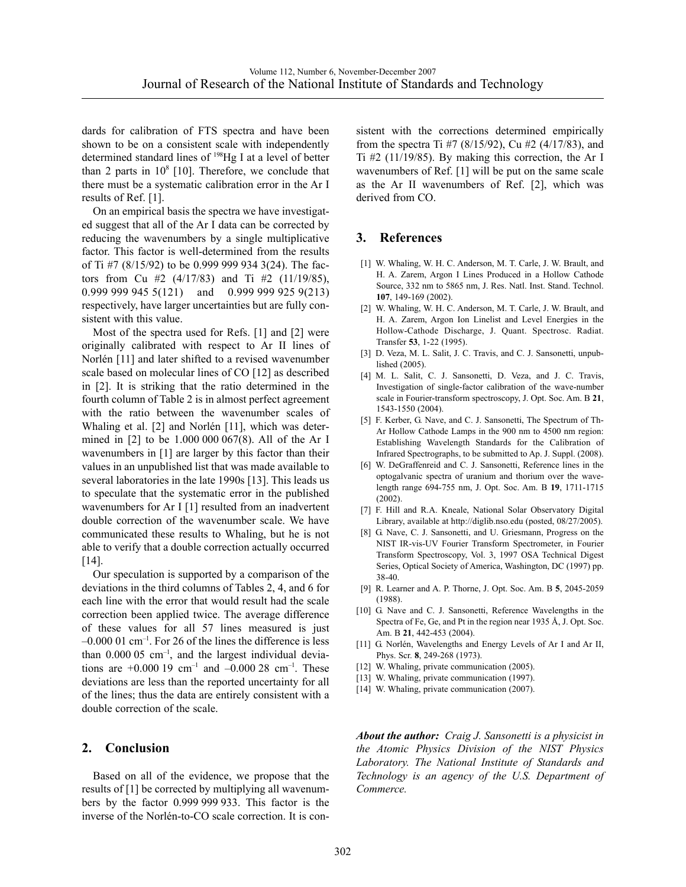dards for calibration of FTS spectra and have been shown to be on a consistent scale with independently determined standard lines of $^{198}$Hg I at a level of better than 2 parts in $10^8$ [10]. Therefore, we conclude that there must be a systematic calibration error in the Ar I results of Ref. [1].

On an empirical basis the spectra we have investigated suggest that all of the Ar I data can be corrected by reducing the wavenumbers by a single multiplicative factor. This factor is well-determined from the results of Ti #7 (8/15/92) to be 0.999 999 934 3(24). The factors from Cu #2 (4/17/83) and Ti #2 (11/19/85), 0.999 999 945 5(121) and 0.999 999 925 9(213) respectively, have larger uncertainties but are fully consistent with this value.

Most of the spectra used for Refs. [1] and [2] were originally calibrated with respect to Ar II lines of Norlén [11] and later shifted to a revised wavenumber scale based on molecular lines of CO [12] as described in [2]. It is striking that the ratio determined in the fourth column of Table 2 is in almost perfect agreement with the ratio between the wavenumber scales of Whaling et al. [2] and Norlén [11], which was determined in [2] to be 1.000 000 067(8). All of the Ar I wavenumbers in [1] are larger by this factor than their values in an unpublished list that was made available to several laboratories in the late 1990s [13]. This leads us to speculate that the systematic error in the published wavenumbers for Ar I [1] resulted from an inadvertent double correction of the wavenumber scale. We have communicated these results to Whaling, but he is not able to verify that a double correction actually occurred [14].

Our speculation is supported by a comparison of the deviations in the third columns of Tables 2, 4, and 6 for each line with the error that would result had the scale correction been applied twice. The average difference of these values for all 57 lines measured is just $-0.000\,01$ cm$^{-1}$. For 26 of the lines the difference is less than 0.000 05 cm$^{-1}$, and the largest individual deviations are +0.000 19 cm$^{-1}$ and $-0.000\,28$ cm$^{-1}$. These deviations are less than the reported uncertainty for all of the lines; thus the data are entirely consistent with a double correction of the scale.

## 2. Conclusion

Based on all of the evidence, we propose that the results of [1] be corrected by multiplying all wavenumbers by the factor 0.999 999 933. This factor is the inverse of the Norlén-to-CO scale correction. It is consistent with the corrections determined empirically from the spectra Ti #7 (8/15/92), Cu #2 (4/17/83), and Ti #2 (11/19/85). By making this correction, the Ar I wavenumbers of Ref. [1] will be put on the same scale as the Ar II wavenumbers of Ref. [2], which was derived from CO.

## 3. References

[1] W. Whaling, W. H. C. Anderson, M. T. Carle, J. W. Brault, and H. A. Zarem, Argon I Lines Produced in a Hollow Cathode Source, 332 nm to 5865 nm, J. Res. Natl. Inst. Stand. Technol. **107**, 149-169 (2002).

[2] W. Whaling, W. H. C. Anderson, M. T. Carle, J. W. Brault, and H. A. Zarem, Argon Ion Linelist and Level Energies in the Hollow-Cathode Discharge, J. Quant. Spectrosc. Radiat. Transfer **53**, 1-22 (1995).

[3] D. Veza, M. L. Salit, J. C. Travis, and C. J. Sansonetti, unpublished (2005).

[4] M. L. Salit, C. J. Sansonetti, D. Veza, and J. C. Travis, Investigation of single-factor calibration of the wave-number scale in Fourier-transform spectroscopy, J. Opt. Soc. Am. B **21**, 1543-1550 (2004).

[5] F. Kerber, G. Nave, and C. J. Sansonetti, The Spectrum of Th-Ar Hollow Cathode Lamps in the 900 nm to 4500 nm region: Establishing Wavelength Standards for the Calibration of Infrared Spectrographs, to be submitted to Ap. J. Suppl. (2008).

[6] W. DeGraffenreid and C. J. Sansonetti, Reference lines in the optogalvanic spectra of uranium and thorium over the wavelength range 694-755 nm, J. Opt. Soc. Am. B **19**, 1711-1715 (2002).

[7] F. Hill and R.A. Kneale, National Solar Observatory Digital Library, available at http://diglib.nso.edu (posted, 08/27/2005).

[8] G. Nave, C. J. Sansonetti, and U. Griesmann, Progress on the NIST IR-vis-UV Fourier Transform Spectrometer, in Fourier Transform Spectroscopy, Vol. 3, 1997 OSA Technical Digest Series, Optical Society of America, Washington, DC (1997) pp. 38-40.

[9] R. Learner and A. P. Thorne, J. Opt. Soc. Am. B **5**, 2045-2059 (1988).

[10] G. Nave and C. J. Sansonetti, Reference Wavelengths in the Spectra of Fe, Ge, and Pt in the region near 1935 Å, J. Opt. Soc. Am. B **21**, 442-453 (2004).

[11] G. Norlén, Wavelengths and Energy Levels of Ar I and Ar II, Phys. Scr. **8**, 249-268 (1973).

[12] W. Whaling, private communication (2005).

[13] W. Whaling, private communication (1997).

[14] W. Whaling, private communication (2007).

***About the author:*** *Craig J. Sansonetti is a physicist in the Atomic Physics Division of the NIST Physics Laboratory. The National Institute of Standards and Technology is an agency of the U.S. Department of Commerce.*